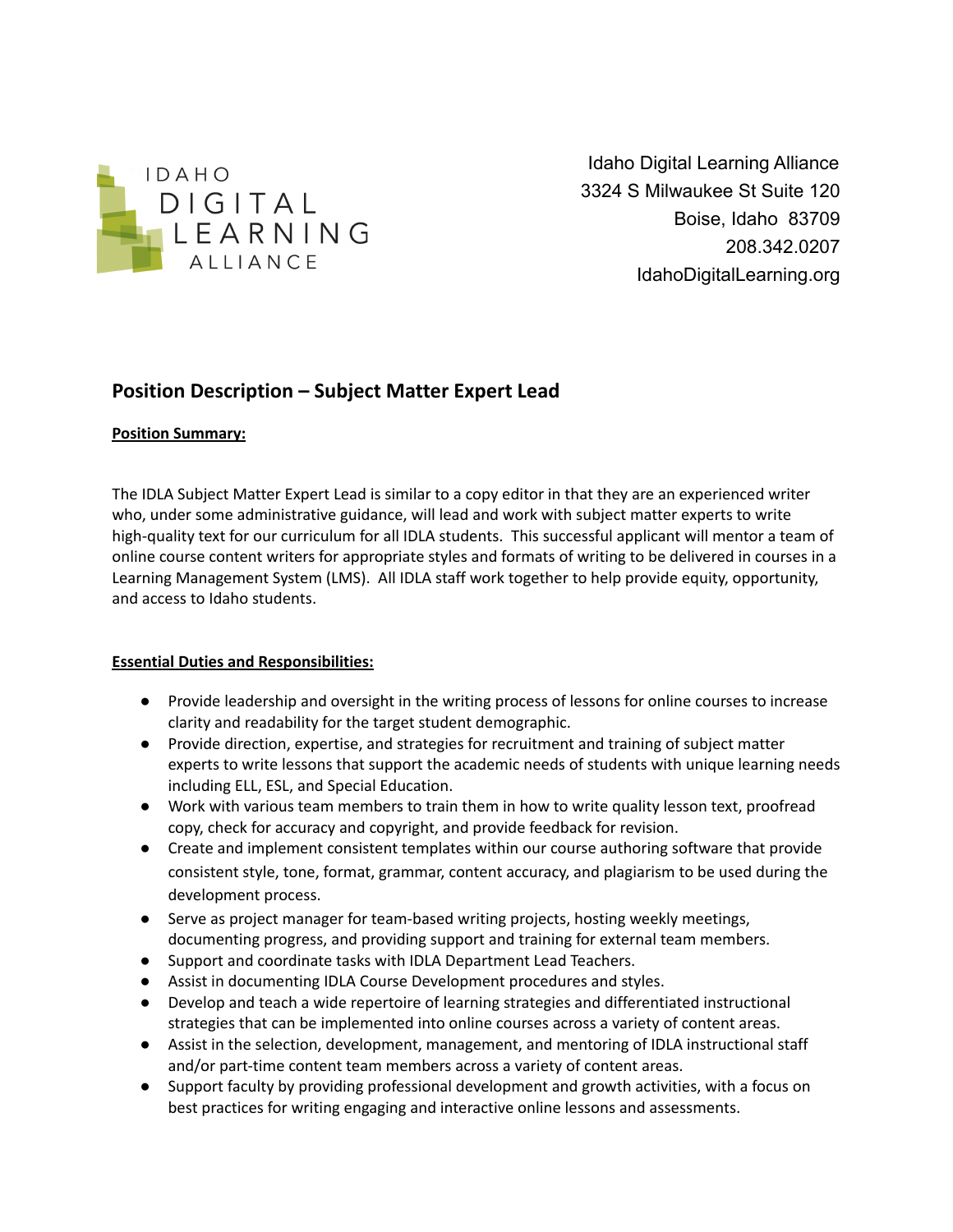IDAHO DIGITAL LEARNING ALLIANCE

Idaho Digital Learning Alliance
3324 S Milwaukee St Suite 120
Boise, Idaho 83709
208.342.0207
IdahoDigitalLearning.org

## Position Description – Subject Matter Expert Lead

**Position Summary:**

The IDLA Subject Matter Expert Lead is similar to a copy editor in that they are an experienced writer who, under some administrative guidance, will lead and work with subject matter experts to write high-quality text for our curriculum for all IDLA students. This successful applicant will mentor a team of online course content writers for appropriate styles and formats of writing to be delivered in courses in a Learning Management System (LMS). All IDLA staff work together to help provide equity, opportunity, and access to Idaho students.

**Essential Duties and Responsibilities:**

- Provide leadership and oversight in the writing process of lessons for online courses to increase clarity and readability for the target student demographic.
- Provide direction, expertise, and strategies for recruitment and training of subject matter experts to write lessons that support the academic needs of students with unique learning needs including ELL, ESL, and Special Education.
- Work with various team members to train them in how to write quality lesson text, proofread copy, check for accuracy and copyright, and provide feedback for revision.
- Create and implement consistent templates within our course authoring software that provide consistent style, tone, format, grammar, content accuracy, and plagiarism to be used during the development process.
- Serve as project manager for team-based writing projects, hosting weekly meetings, documenting progress, and providing support and training for external team members.
- Support and coordinate tasks with IDLA Department Lead Teachers.
- Assist in documenting IDLA Course Development procedures and styles.
- Develop and teach a wide repertoire of learning strategies and differentiated instructional strategies that can be implemented into online courses across a variety of content areas.
- Assist in the selection, development, management, and mentoring of IDLA instructional staff and/or part-time content team members across a variety of content areas.
- Support faculty by providing professional development and growth activities, with a focus on best practices for writing engaging and interactive online lessons and assessments.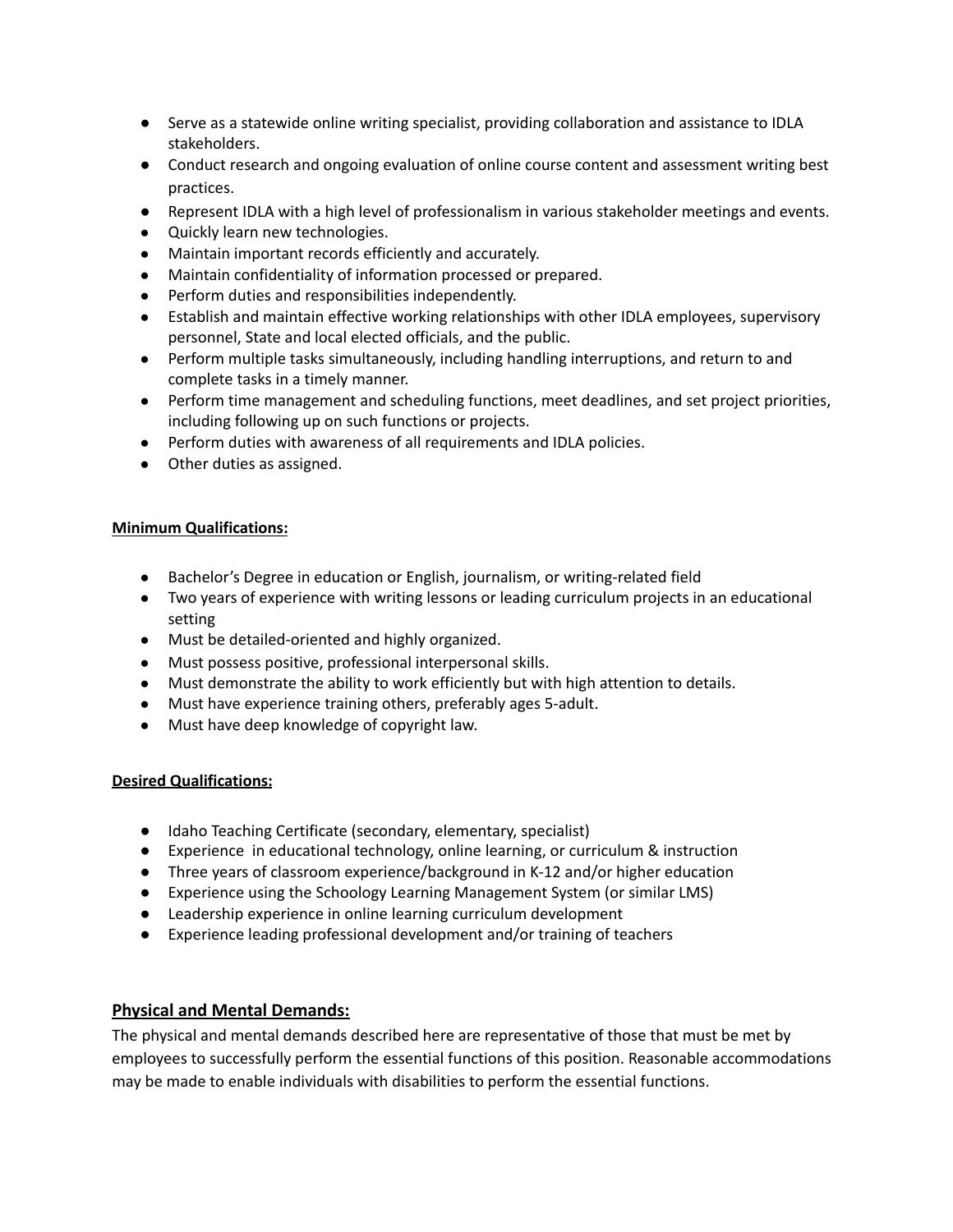- Serve as a statewide online writing specialist, providing collaboration and assistance to IDLA stakeholders.
- Conduct research and ongoing evaluation of online course content and assessment writing best practices.
- Represent IDLA with a high level of professionalism in various stakeholder meetings and events.
- Quickly learn new technologies.
- Maintain important records efficiently and accurately.
- Maintain confidentiality of information processed or prepared.
- Perform duties and responsibilities independently.
- Establish and maintain effective working relationships with other IDLA employees, supervisory personnel, State and local elected officials, and the public.
- Perform multiple tasks simultaneously, including handling interruptions, and return to and complete tasks in a timely manner.
- Perform time management and scheduling functions, meet deadlines, and set project priorities, including following up on such functions or projects.
- Perform duties with awareness of all requirements and IDLA policies.
- Other duties as assigned.

**Minimum Qualifications:**

- Bachelor's Degree in education or English, journalism, or writing-related field
- Two years of experience with writing lessons or leading curriculum projects in an educational setting
- Must be detailed-oriented and highly organized.
- Must possess positive, professional interpersonal skills.
- Must demonstrate the ability to work efficiently but with high attention to details.
- Must have experience training others, preferably ages 5-adult.
- Must have deep knowledge of copyright law.

**Desired Qualifications:**

- Idaho Teaching Certificate (secondary, elementary, specialist)
- Experience in educational technology, online learning, or curriculum & instruction
- Three years of classroom experience/background in K-12 and/or higher education
- Experience using the Schoology Learning Management System (or similar LMS)
- Leadership experience in online learning curriculum development
- Experience leading professional development and/or training of teachers

## Physical and Mental Demands:

The physical and mental demands described here are representative of those that must be met by employees to successfully perform the essential functions of this position. Reasonable accommodations may be made to enable individuals with disabilities to perform the essential functions.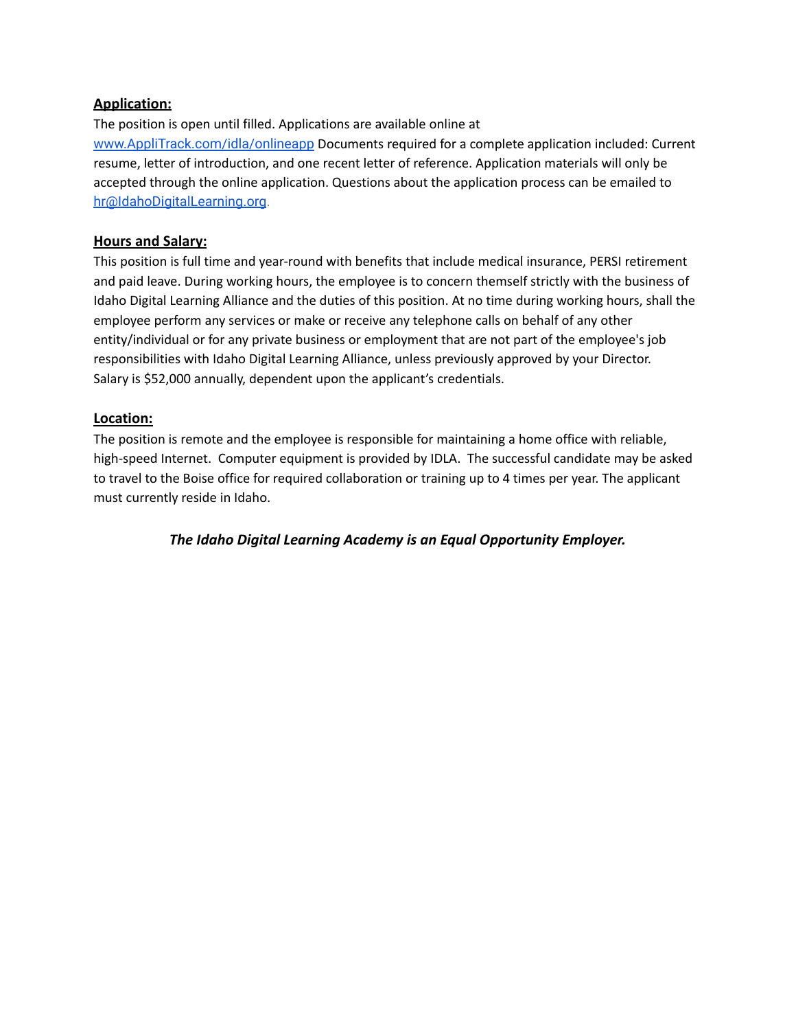**<u>Application:</u>**

The position is open until filled. Applications are available online at www.AppliTrack.com/idla/onlineapp Documents required for a complete application included: Current resume, letter of introduction, and one recent letter of reference. Application materials will only be accepted through the online application. Questions about the application process can be emailed to hr@IdahoDigitalLearning.org.

**<u>Hours and Salary:</u>**

This position is full time and year-round with benefits that include medical insurance, PERSI retirement and paid leave. During working hours, the employee is to concern themself strictly with the business of Idaho Digital Learning Alliance and the duties of this position. At no time during working hours, shall the employee perform any services or make or receive any telephone calls on behalf of any other entity/individual or for any private business or employment that are not part of the employee's job responsibilities with Idaho Digital Learning Alliance, unless previously approved by your Director. Salary is $52,000 annually, dependent upon the applicant's credentials.

**<u>Location:</u>**

The position is remote and the employee is responsible for maintaining a home office with reliable, high-speed Internet. Computer equipment is provided by IDLA. The successful candidate may be asked to travel to the Boise office for required collaboration or training up to 4 times per year. The applicant must currently reside in Idaho.

***The Idaho Digital Learning Academy is an Equal Opportunity Employer.***